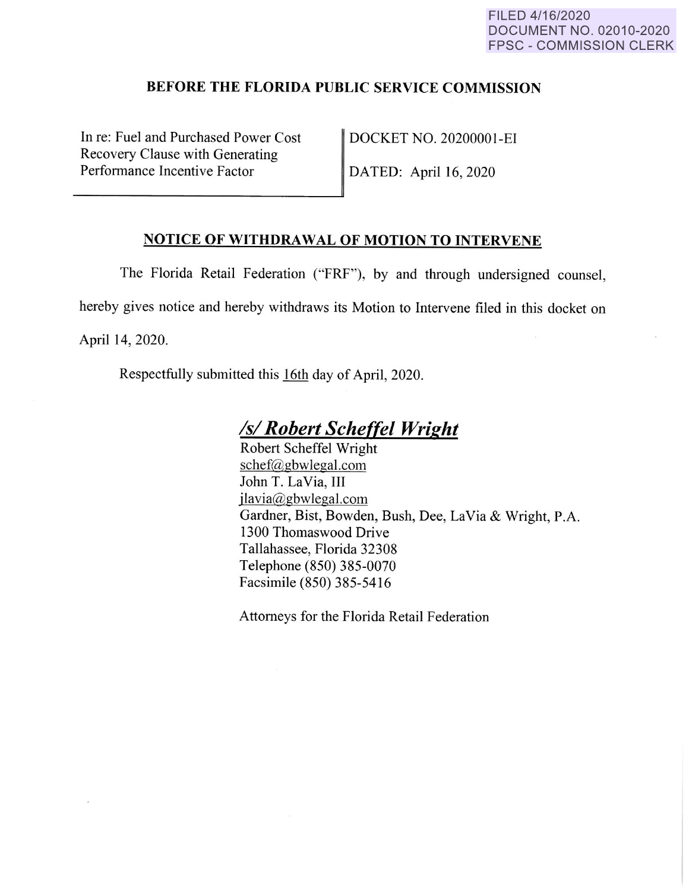FILED 4/16/2020
DOCUMENT NO. 02010-2020
FPSC - COMMISSION CLERK

## BEFORE THE FLORIDA PUBLIC SERVICE COMMISSION

| | |
|---|---|
| In re: Fuel and Purchased Power Cost Recovery Clause with Generating Performance Incentive Factor | DOCKET NO. 20200001-EI<br><br>DATED: April 16, 2020 |

## NOTICE OF WITHDRAWAL OF MOTION TO INTERVENE

The Florida Retail Federation ("FRF"), by and through undersigned counsel, hereby gives notice and hereby withdraws its Motion to Intervene filed in this docket on April 14, 2020.

Respectfully submitted this 16th day of April, 2020.

***/s/ Robert Scheffel Wright***
Robert Scheffel Wright
schef@gbwlegal.com
John T. LaVia, III
jlavia@gbwlegal.com
Gardner, Bist, Bowden, Bush, Dee, LaVia & Wright, P.A.
1300 Thomaswood Drive
Tallahassee, Florida 32308
Telephone (850) 385-0070
Facsimile (850) 385-5416

Attorneys for the Florida Retail Federation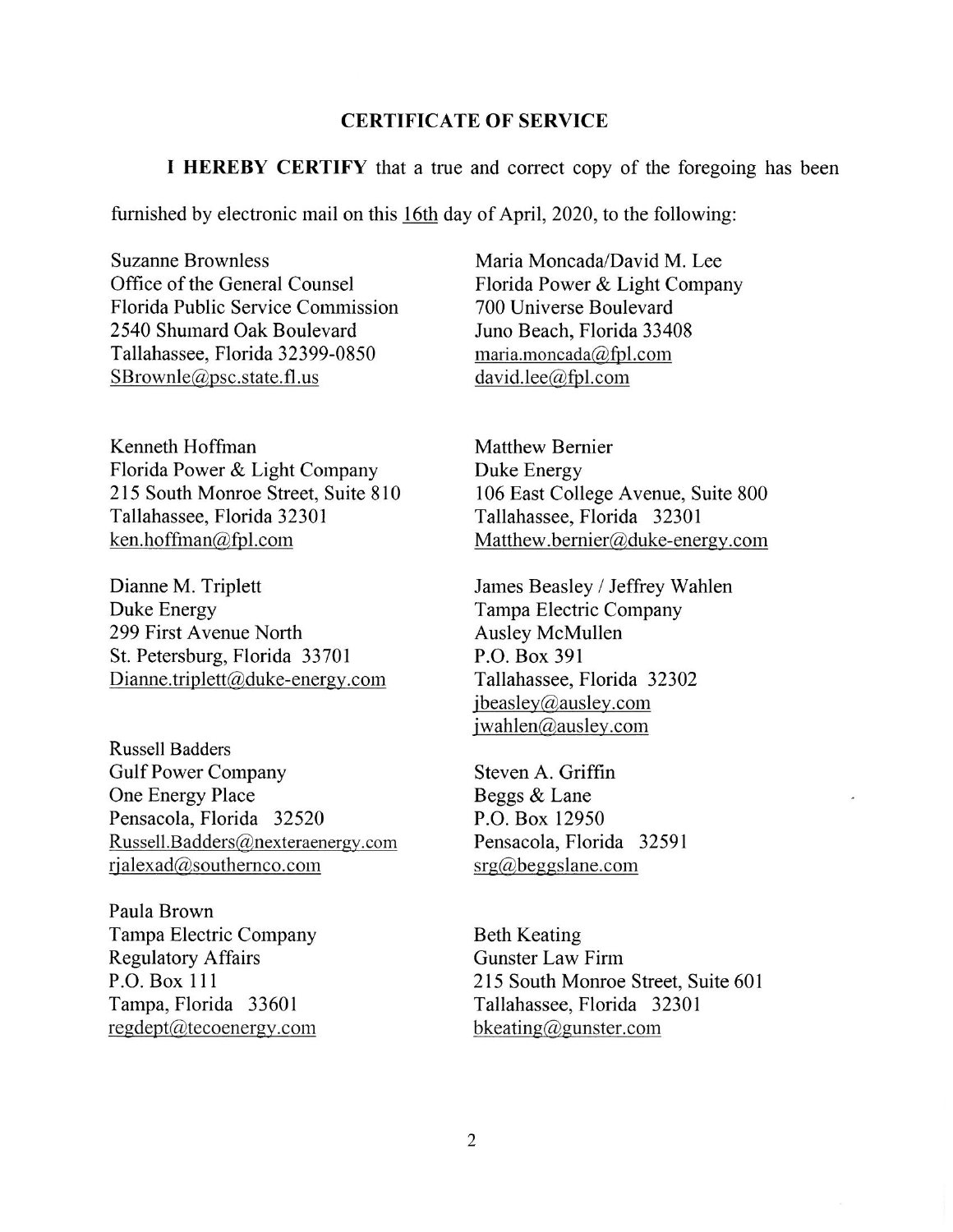## CERTIFICATE OF SERVICE

**I HEREBY CERTIFY** that a true and correct copy of the foregoing has been furnished by electronic mail on this 16th day of April, 2020, to the following:

Suzanne Brownless
Office of the General Counsel
Florida Public Service Commission
2540 Shumard Oak Boulevard
Tallahassee, Florida 32399-0850
SBrownle@psc.state.fl.us

Maria Moncada/David M. Lee
Florida Power & Light Company
700 Universe Boulevard
Juno Beach, Florida 33408
maria.moncada@fpl.com
david.lee@fpl.com

Kenneth Hoffman
Florida Power & Light Company
215 South Monroe Street, Suite 810
Tallahassee, Florida 32301
ken.hoffman@fpl.com

Matthew Bernier
Duke Energy
106 East College Avenue, Suite 800
Tallahassee, Florida 32301
Matthew.bernier@duke-energy.com

Dianne M. Triplett
Duke Energy
299 First Avenue North
St. Petersburg, Florida 33701
Dianne.triplett@duke-energy.com

James Beasley / Jeffrey Wahlen
Tampa Electric Company
Ausley McMullen
P.O. Box 391
Tallahassee, Florida 32302
jbeasley@ausley.com
jwahlen@ausley.com

Russell Badders
Gulf Power Company
One Energy Place
Pensacola, Florida 32520
Russell.Badders@nexteraenergy.com
rjalexad@southernco.com

Steven A. Griffin
Beggs & Lane
P.O. Box 12950
Pensacola, Florida 32591
srg@beggslane.com

Paula Brown
Tampa Electric Company
Regulatory Affairs
P.O. Box 111
Tampa, Florida 33601
regdept@tecoenergy.com

Beth Keating
Gunster Law Firm
215 South Monroe Street, Suite 601
Tallahassee, Florida 32301
bkeating@gunster.com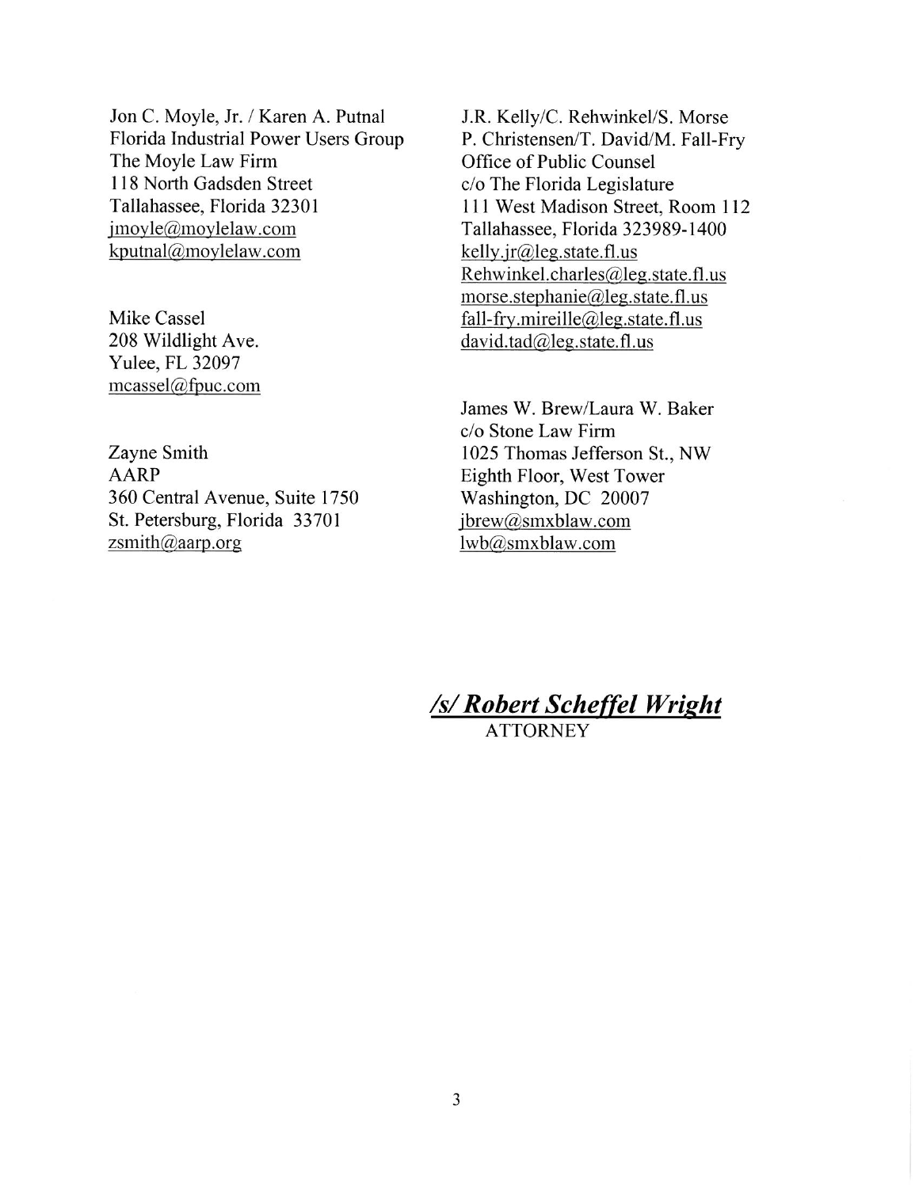Jon C. Moyle, Jr. / Karen A. Putnal
Florida Industrial Power Users Group
The Moyle Law Firm
118 North Gadsden Street
Tallahassee, Florida 32301
jmoyle@moylelaw.com
kputnal@moylelaw.com

Mike Cassel
208 Wildlight Ave.
Yulee, FL 32097
mcassel@fpuc.com

Zayne Smith
AARP
360 Central Avenue, Suite 1750
St. Petersburg, Florida 33701
zsmith@aarp.org

J.R. Kelly/C. Rehwinkel/S. Morse
P. Christensen/T. David/M. Fall-Fry
Office of Public Counsel
c/o The Florida Legislature
111 West Madison Street, Room 112
Tallahassee, Florida 323989-1400
kelly.jr@leg.state.fl.us
Rehwinkel.charles@leg.state.fl.us
morse.stephanie@leg.state.fl.us
fall-fry.mireille@leg.state.fl.us
david.tad@leg.state.fl.us

James W. Brew/Laura W. Baker
c/o Stone Law Firm
1025 Thomas Jefferson St., NW
Eighth Floor, West Tower
Washington, DC 20007
jbrew@smxblaw.com
lwb@smxblaw.com

***/s/ Robert Scheffel Wright***
ATTORNEY